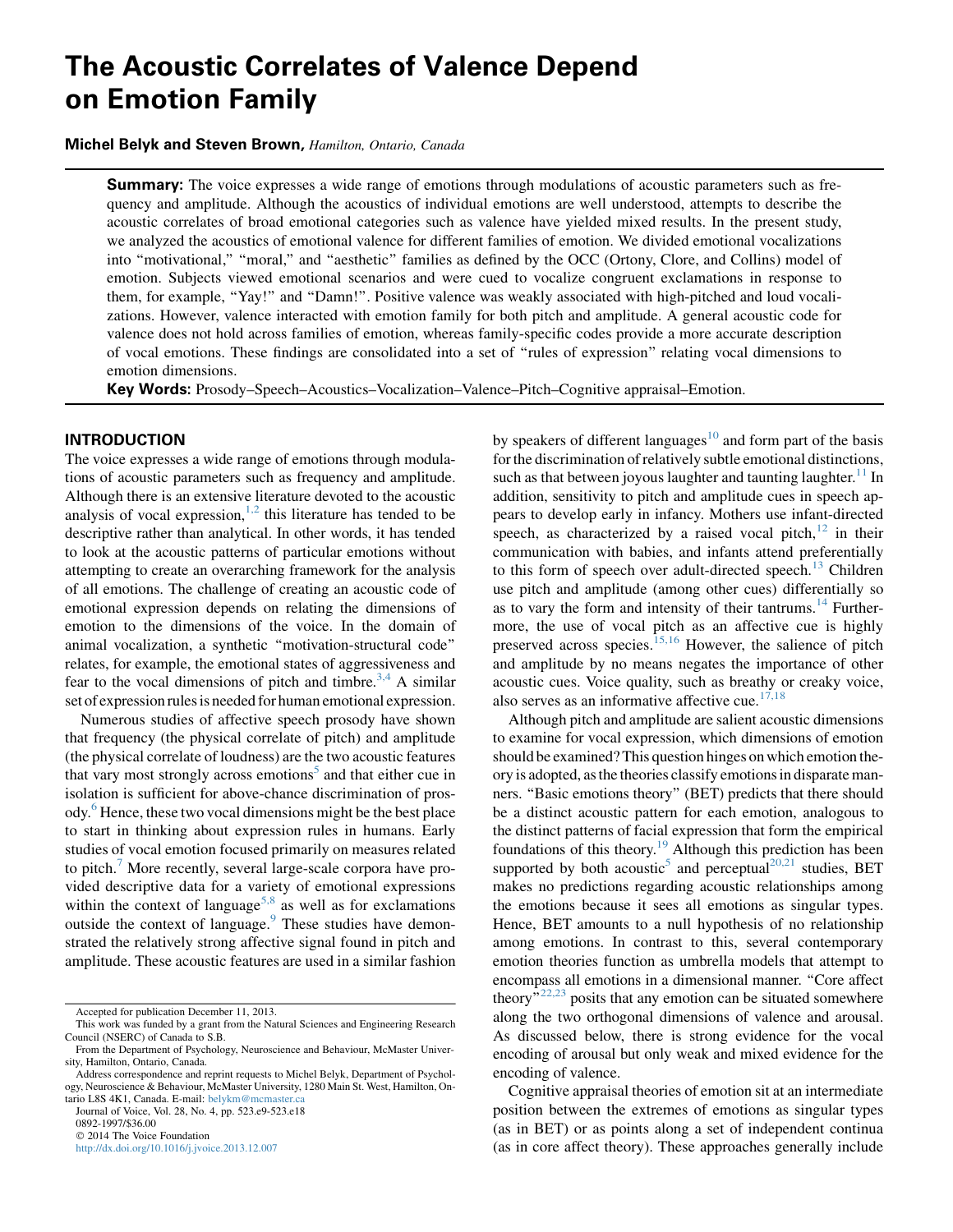# The Acoustic Correlates of Valence Depend on Emotion Family

**Michel Belyk and Steven Brown,** *Hamilton, Ontario, Canada*

**Summary:** The voice expresses a wide range of emotions through modulations of acoustic parameters such as frequency and amplitude. Although the acoustics of individual emotions are well understood, attempts to describe the acoustic correlates of broad emotional categories such as valence have yielded mixed results. In the present study, we analyzed the acoustics of emotional valence for different families of emotion. We divided emotional vocalizations into "motivational," "moral," and "aesthetic" families as defined by the OCC (Ortony, Clore, and Collins) model of emotion. Subjects viewed emotional scenarios and were cued to vocalize congruent exclamations in response to them, for example, "Yay!" and "Damn!". Positive valence was weakly associated with high-pitched and loud vocalizations. However, valence interacted with emotion family for both pitch and amplitude. A general acoustic code for valence does not hold across families of emotion, whereas family-specific codes provide a more accurate description of vocal emotions. These findings are consolidated into a set of "rules of expression" relating vocal dimensions to emotion dimensions.

**Key Words:** Prosody–Speech–Acoustics–Vocalization–Valence–Pitch–Cognitive appraisal–Emotion.

## INTRODUCTION

The voice expresses a wide range of emotions through modulations of acoustic parameters such as frequency and amplitude. Although there is an extensive literature devoted to the acoustic analysis of vocal expression,[1,2] this literature has tended to be descriptive rather than analytical. In other words, it has tended to look at the acoustic patterns of particular emotions without attempting to create an overarching framework for the analysis of all emotions. The challenge of creating an acoustic code of emotional expression depends on relating the dimensions of emotion to the dimensions of the voice. In the domain of animal vocalization, a synthetic "motivation-structural code" relates, for example, the emotional states of aggressiveness and fear to the vocal dimensions of pitch and timbre.[3,4] A similar set of expression rules is needed for human emotional expression.

Numerous studies of affective speech prosody have shown that frequency (the physical correlate of pitch) and amplitude (the physical correlate of loudness) are the two acoustic features that vary most strongly across emotions[5] and that either cue in isolation is sufficient for above-chance discrimination of prosody.[6] Hence, these two vocal dimensions might be the best place to start in thinking about expression rules in humans. Early studies of vocal emotion focused primarily on measures related to pitch.[7] More recently, several large-scale corpora have provided descriptive data for a variety of emotional expressions within the context of language[5,8] as well as for exclamations outside the context of language.[9] These studies have demonstrated the relatively strong affective signal found in pitch and amplitude. These acoustic features are used in a similar fashion by speakers of different languages[10] and form part of the basis for the discrimination of relatively subtle emotional distinctions, such as that between joyous laughter and taunting laughter.[11] In addition, sensitivity to pitch and amplitude cues in speech appears to develop early in infancy. Mothers use infant-directed speech, as characterized by a raised vocal pitch,[12] in their communication with babies, and infants attend preferentially to this form of speech over adult-directed speech.[13] Children use pitch and amplitude (among other cues) differentially so as to vary the form and intensity of their tantrums.[14] Furthermore, the use of vocal pitch as an affective cue is highly preserved across species.[15,16] However, the salience of pitch and amplitude by no means negates the importance of other acoustic cues. Voice quality, such as breathy or creaky voice, also serves as an informative affective cue.[17,18]

Although pitch and amplitude are salient acoustic dimensions to examine for vocal expression, which dimensions of emotion should be examined? This question hinges on which emotion theory is adopted, as the theories classify emotions in disparate manners. "Basic emotions theory" (BET) predicts that there should be a distinct acoustic pattern for each emotion, analogous to the distinct patterns of facial expression that form the empirical foundations of this theory.[19] Although this prediction has been supported by both acoustic[5] and perceptual[20,21] studies, BET makes no predictions regarding acoustic relationships among the emotions because it sees all emotions as singular types. Hence, BET amounts to a null hypothesis of no relationship among emotions. In contrast to this, several contemporary emotion theories function as umbrella models that attempt to encompass all emotions in a dimensional manner. "Core affect theory"[22,23] posits that any emotion can be situated somewhere along the two orthogonal dimensions of valence and arousal. As discussed below, there is strong evidence for the vocal encoding of arousal but only weak and mixed evidence for the encoding of valence.

Cognitive appraisal theories of emotion sit at an intermediate position between the extremes of emotions as singular types (as in BET) or as points along a set of independent continua (as in core affect theory). These approaches generally include

Accepted for publication December 11, 2013.

This work was funded by a grant from the Natural Sciences and Engineering Research Council (NSERC) of Canada to S.B.

From the Department of Psychology, Neuroscience and Behaviour, McMaster University, Hamilton, Ontario, Canada.

Address correspondence and reprint requests to Michel Belyk, Department of Psychology, Neuroscience & Behaviour, McMaster University, 1280 Main St. West, Hamilton, Ontario L8S 4K1, Canada. E-mail: belykm@mcmaster.ca

Journal of Voice, Vol. 28, No. 4, pp. 523.e9-523.e18

0892-1997/$36.00

© 2014 The Voice Foundation

http://dx.doi.org/10.1016/j.jvoice.2013.12.007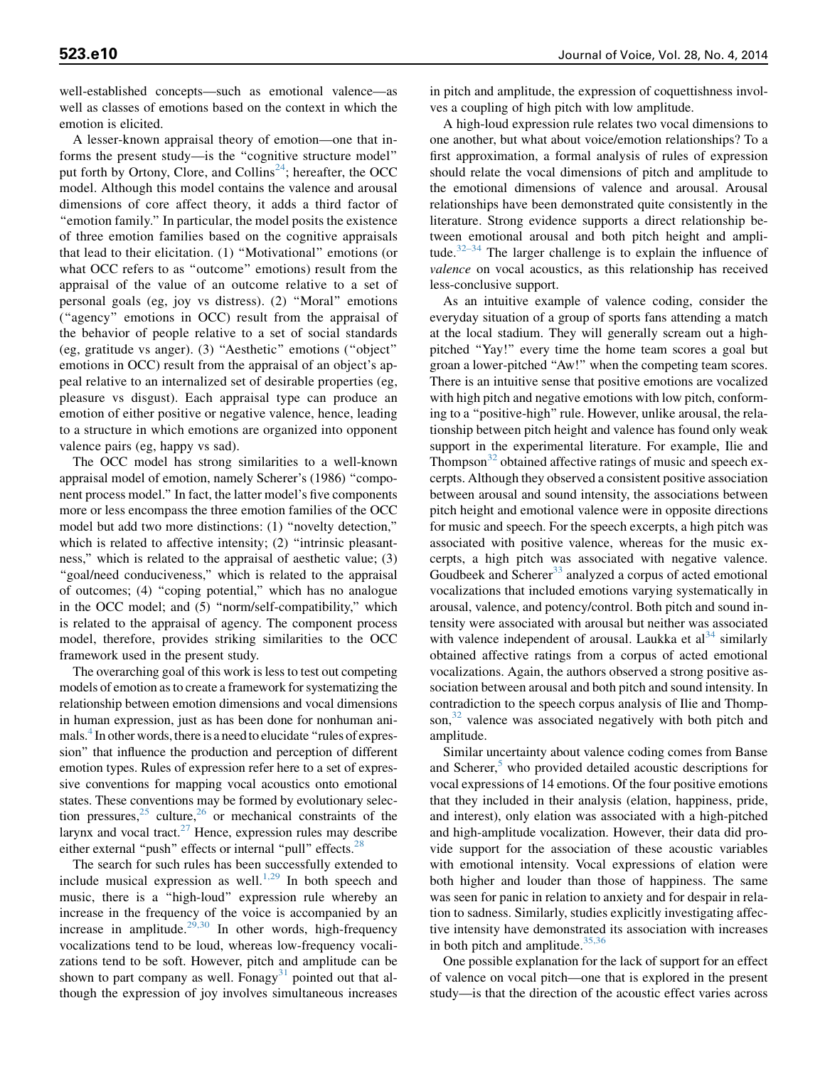well-established concepts—such as emotional valence—as well as classes of emotions based on the context in which the emotion is elicited.

A lesser-known appraisal theory of emotion—one that informs the present study—is the "cognitive structure model" put forth by Ortony, Clore, and Collins[24]; hereafter, the OCC model. Although this model contains the valence and arousal dimensions of core affect theory, it adds a third factor of "emotion family." In particular, the model posits the existence of three emotion families based on the cognitive appraisals that lead to their elicitation. (1) "Motivational" emotions (or what OCC refers to as "outcome" emotions) result from the appraisal of the value of an outcome relative to a set of personal goals (eg, joy vs distress). (2) "Moral" emotions ("agency" emotions in OCC) result from the appraisal of the behavior of people relative to a set of social standards (eg, gratitude vs anger). (3) "Aesthetic" emotions ("object" emotions in OCC) result from the appraisal of an object's appeal relative to an internalized set of desirable properties (eg, pleasure vs disgust). Each appraisal type can produce an emotion of either positive or negative valence, hence, leading to a structure in which emotions are organized into opponent valence pairs (eg, happy vs sad).

The OCC model has strong similarities to a well-known appraisal model of emotion, namely Scherer's (1986) "component process model." In fact, the latter model's five components more or less encompass the three emotion families of the OCC model but add two more distinctions: (1) "novelty detection," which is related to affective intensity; (2) "intrinsic pleasantness," which is related to the appraisal of aesthetic value; (3) "goal/need conduciveness," which is related to the appraisal of outcomes; (4) "coping potential," which has no analogue in the OCC model; and (5) "norm/self-compatibility," which is related to the appraisal of agency. The component process model, therefore, provides striking similarities to the OCC framework used in the present study.

The overarching goal of this work is less to test out competing models of emotion as to create a framework for systematizing the relationship between emotion dimensions and vocal dimensions in human expression, just as has been done for nonhuman animals.[4] In other words, there is a need to elucidate "rules of expression" that influence the production and perception of different emotion types. Rules of expression refer here to a set of expressive conventions for mapping vocal acoustics onto emotional states. These conventions may be formed by evolutionary selection pressures,[25] culture,[26] or mechanical constraints of the larynx and vocal tract.[27] Hence, expression rules may describe either external "push" effects or internal "pull" effects.[28]

The search for such rules has been successfully extended to include musical expression as well.[1,29] In both speech and music, there is a "high-loud" expression rule whereby an increase in the frequency of the voice is accompanied by an increase in amplitude.[29,30] In other words, high-frequency vocalizations tend to be loud, whereas low-frequency vocalizations tend to be soft. However, pitch and amplitude can be shown to part company as well. Fonagy[31] pointed out that although the expression of joy involves simultaneous increases in pitch and amplitude, the expression of coquettishness involves a coupling of high pitch with low amplitude.

A high-loud expression rule relates two vocal dimensions to one another, but what about voice/emotion relationships? To a first approximation, a formal analysis of rules of expression should relate the vocal dimensions of pitch and amplitude to the emotional dimensions of valence and arousal. Arousal relationships have been demonstrated quite consistently in the literature. Strong evidence supports a direct relationship between emotional arousal and both pitch height and amplitude.[32–34] The larger challenge is to explain the influence of *valence* on vocal acoustics, as this relationship has received less-conclusive support.

As an intuitive example of valence coding, consider the everyday situation of a group of sports fans attending a match at the local stadium. They will generally scream out a high-pitched "Yay!" every time the home team scores a goal but groan a lower-pitched "Aw!" when the competing team scores. There is an intuitive sense that positive emotions are vocalized with high pitch and negative emotions with low pitch, conforming to a "positive-high" rule. However, unlike arousal, the relationship between pitch height and valence has found only weak support in the experimental literature. For example, Ilie and Thompson[32] obtained affective ratings of music and speech excerpts. Although they observed a consistent positive association between arousal and sound intensity, the associations between pitch height and emotional valence were in opposite directions for music and speech. For the speech excerpts, a high pitch was associated with positive valence, whereas for the music excerpts, a high pitch was associated with negative valence. Goudbeek and Scherer[33] analyzed a corpus of acted emotional vocalizations that included emotions varying systematically in arousal, valence, and potency/control. Both pitch and sound intensity were associated with arousal but neither was associated with valence independent of arousal. Laukka et al[34] similarly obtained affective ratings from a corpus of acted emotional vocalizations. Again, the authors observed a strong positive association between arousal and both pitch and sound intensity. In contradiction to the speech corpus analysis of Ilie and Thompson,[32] valence was associated negatively with both pitch and amplitude.

Similar uncertainty about valence coding comes from Banse and Scherer,[5] who provided detailed acoustic descriptions for vocal expressions of 14 emotions. Of the four positive emotions that they included in their analysis (elation, happiness, pride, and interest), only elation was associated with a high-pitched and high-amplitude vocalization. However, their data did provide support for the association of these acoustic variables with emotional intensity. Vocal expressions of elation were both higher and louder than those of happiness. The same was seen for panic in relation to anxiety and for despair in relation to sadness. Similarly, studies explicitly investigating affective intensity have demonstrated its association with increases in both pitch and amplitude.[35,36]

One possible explanation for the lack of support for an effect of valence on vocal pitch—one that is explored in the present study—is that the direction of the acoustic effect varies across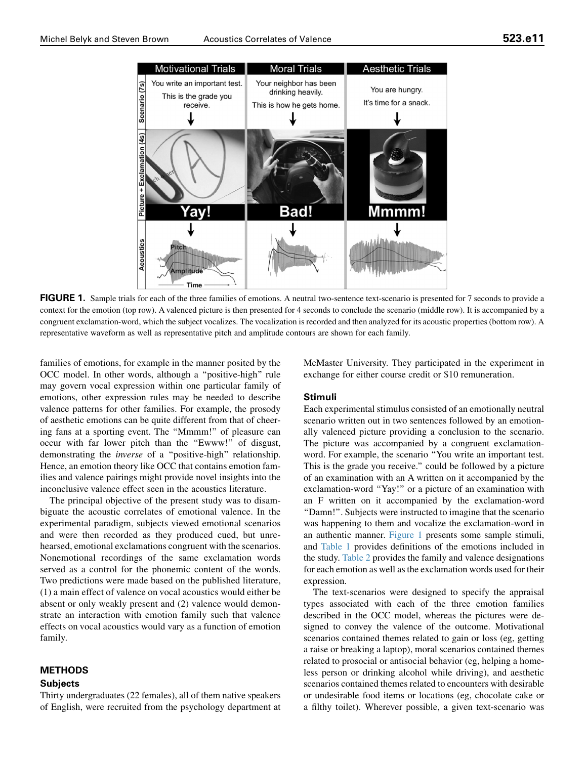Motivational Trials

Moral Trials

Aesthetic Trials

Scenario (7s)

You write an important test. This is the grade you receive.

Your neighbor has been drinking heavily. This is how he gets home.

You are hungry. It's time for a snack.

Picture + Exclamation (4s)

Yay!

Bad!

Mmmm!

Acoustics

Pitch

Amplitude

Time

**FIGURE 1.** Sample trials for each of the three families of emotions. A neutral two-sentence text-scenario is presented for 7 seconds to provide a context for the emotion (top row). A valenced picture is then presented for 4 seconds to conclude the scenario (middle row). It is accompanied by a congruent exclamation-word, which the subject vocalizes. The vocalization is recorded and then analyzed for its acoustic properties (bottom row). A representative waveform as well as representative pitch and amplitude contours are shown for each family.

families of emotions, for example in the manner posited by the OCC model. In other words, although a "positive-high" rule may govern vocal expression within one particular family of emotions, other expression rules may be needed to describe valence patterns for other families. For example, the prosody of aesthetic emotions can be quite different from that of cheering fans at a sporting event. The "Mmmm!" of pleasure can occur with far lower pitch than the "Ewww!" of disgust, demonstrating the *inverse* of a "positive-high" relationship. Hence, an emotion theory like OCC that contains emotion families and valence pairings might provide novel insights into the inconclusive valence effect seen in the acoustics literature.

The principal objective of the present study was to disambiguate the acoustic correlates of emotional valence. In the experimental paradigm, subjects viewed emotional scenarios and were then recorded as they produced cued, but unrehearsed, emotional exclamations congruent with the scenarios. Nonemotional recordings of the same exclamation words served as a control for the phonemic content of the words. Two predictions were made based on the published literature, (1) a main effect of valence on vocal acoustics would either be absent or only weakly present and (2) valence would demonstrate an interaction with emotion family such that valence effects on vocal acoustics would vary as a function of emotion family.

## METHODS

### Subjects

Thirty undergraduates (22 females), all of them native speakers of English, were recruited from the psychology department at McMaster University. They participated in the experiment in exchange for either course credit or $10 remuneration.

### Stimuli

Each experimental stimulus consisted of an emotionally neutral scenario written out in two sentences followed by an emotionally valenced picture providing a conclusion to the scenario. The picture was accompanied by a congruent exclamation-word. For example, the scenario "You write an important test. This is the grade you receive." could be followed by a picture of an examination with an A written on it accompanied by the exclamation-word "Yay!" or a picture of an examination with an F written on it accompanied by the exclamation-word "Damn!". Subjects were instructed to imagine that the scenario was happening to them and vocalize the exclamation-word in an authentic manner. Figure 1 presents some sample stimuli, and Table 1 provides definitions of the emotions included in the study. Table 2 provides the family and valence designations for each emotion as well as the exclamation words used for their expression.

The text-scenarios were designed to specify the appraisal types associated with each of the three emotion families described in the OCC model, whereas the pictures were designed to convey the valence of the outcome. Motivational scenarios contained themes related to gain or loss (eg, getting a raise or breaking a laptop), moral scenarios contained themes related to prosocial or antisocial behavior (eg, helping a homeless person or drinking alcohol while driving), and aesthetic scenarios contained themes related to encounters with desirable or undesirable food items or locations (eg, chocolate cake or a filthy toilet). Wherever possible, a given text-scenario was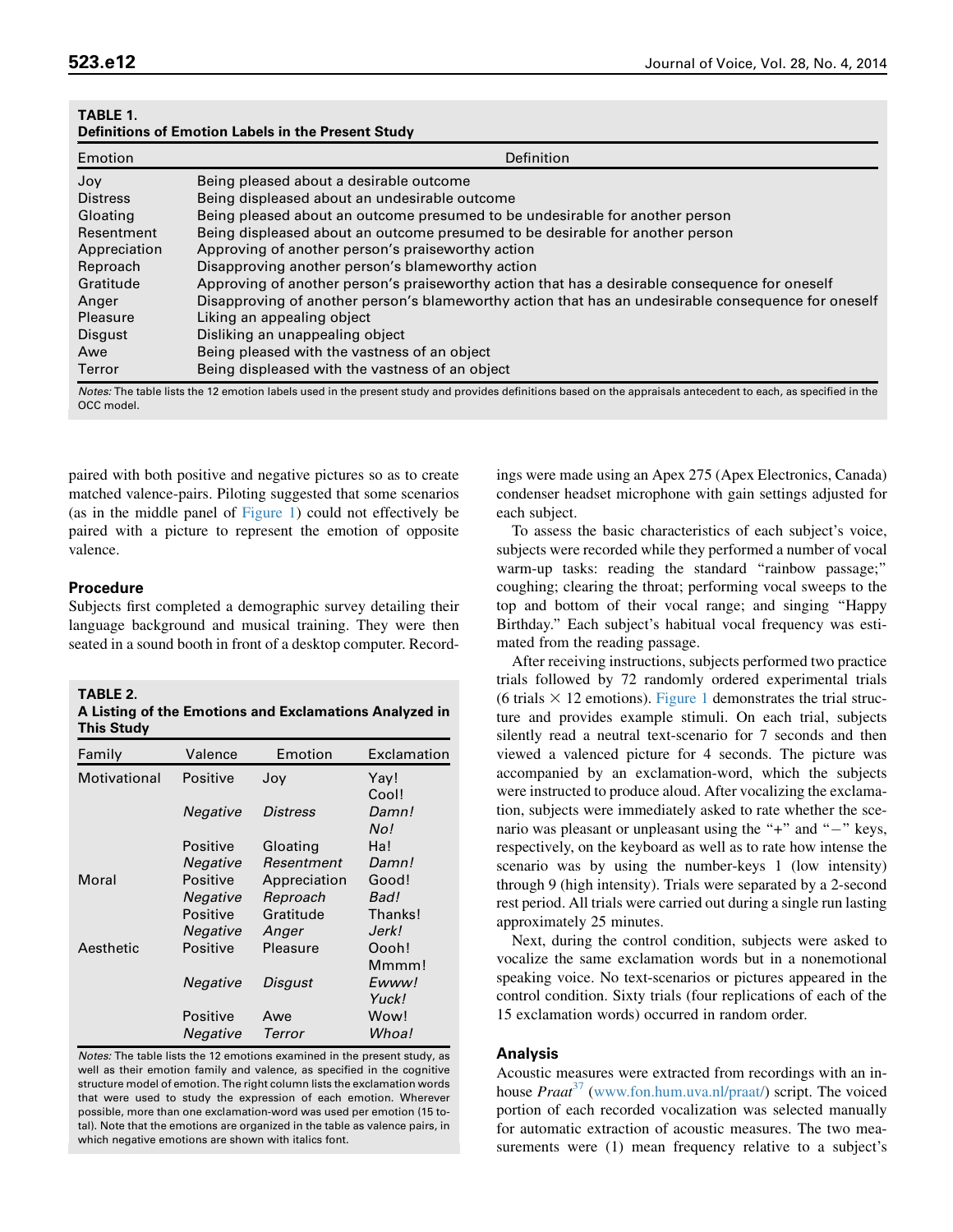**TABLE 1.**
**Definitions of Emotion Labels in the Present Study**

| Emotion | Definition |
|---|---|
| Joy | Being pleased about a desirable outcome |
| Distress | Being displeased about an undesirable outcome |
| Gloating | Being pleased about an outcome presumed to be undesirable for another person |
| Resentment | Being displeased about an outcome presumed to be desirable for another person |
| Appreciation | Approving of another person's praiseworthy action |
| Reproach | Disapproving another person's blameworthy action |
| Gratitude | Approving of another person's praiseworthy action that has a desirable consequence for oneself |
| Anger | Disapproving of another person's blameworthy action that has an undesirable consequence for oneself |
| Pleasure | Liking an appealing object |
| Disgust | Disliking an unappealing object |
| Awe | Being pleased with the vastness of an object |
| Terror | Being displeased with the vastness of an object |

*Notes:* The table lists the 12 emotion labels used in the present study and provides definitions based on the appraisals antecedent to each, as specified in the OCC model.

paired with both positive and negative pictures so as to create matched valence-pairs. Piloting suggested that some scenarios (as in the middle panel of Figure 1) could not effectively be paired with a picture to represent the emotion of opposite valence.

### Procedure

Subjects first completed a demographic survey detailing their language background and musical training. They were then seated in a sound booth in front of a desktop computer. Recordings were made using an Apex 275 (Apex Electronics, Canada) condenser headset microphone with gain settings adjusted for each subject.

To assess the basic characteristics of each subject's voice, subjects were recorded while they performed a number of vocal warm-up tasks: reading the standard "rainbow passage;" coughing; clearing the throat; performing vocal sweeps to the top and bottom of their vocal range; and singing "Happy Birthday." Each subject's habitual vocal frequency was estimated from the reading passage.

After receiving instructions, subjects performed two practice trials followed by 72 randomly ordered experimental trials (6 trials × 12 emotions). Figure 1 demonstrates the trial structure and provides example stimuli. On each trial, subjects silently read a neutral text-scenario for 7 seconds and then viewed a valenced picture for 4 seconds. The picture was accompanied by an exclamation-word, which the subjects were instructed to produce aloud. After vocalizing the exclamation, subjects were immediately asked to rate whether the scenario was pleasant or unpleasant using the "+" and "−" keys, respectively, on the keyboard as well as to rate how intense the scenario was by using the number-keys 1 (low intensity) through 9 (high intensity). Trials were separated by a 2-second rest period. All trials were carried out during a single run lasting approximately 25 minutes.

Next, during the control condition, subjects were asked to vocalize the same exclamation words but in a nonemotional speaking voice. No text-scenarios or pictures appeared in the control condition. Sixty trials (four replications of each of the 15 exclamation words) occurred in random order.

**TABLE 2.**
**A Listing of the Emotions and Exclamations Analyzed in This Study**

| Family | Valence | Emotion | Exclamation |
|---|---|---|---|
| Motivational | Positive | Joy | Yay! Cool! |
| | *Negative* | *Distress* | *Damn! No!* |
| | Positive | Gloating | Ha! |
| | *Negative* | *Resentment* | *Damn!* |
| Moral | Positive | Appreciation | Good! |
| | *Negative* | *Reproach* | *Bad!* |
| | Positive | Gratitude | Thanks! |
| | *Negative* | *Anger* | *Jerk!* |
| Aesthetic | Positive | Pleasure | Oooh! Mmmm! |
| | *Negative* | *Disgust* | *Ewww! Yuck!* |
| | Positive | Awe | Wow! |
| | *Negative* | *Terror* | *Whoa!* |

*Notes:* The table lists the 12 emotions examined in the present study, as well as their emotion family and valence, as specified in the cognitive structure model of emotion. The right column lists the exclamation words that were used to study the expression of each emotion. Wherever possible, more than one exclamation-word was used per emotion (15 total). Note that the emotions are organized in the table as valence pairs, in which negative emotions are shown with italics font.

### Analysis

Acoustic measures were extracted from recordings with an in-house *Praat*[37] (www.fon.hum.uva.nl/praat/) script. The voiced portion of each recorded vocalization was selected manually for automatic extraction of acoustic measures. The two measurements were (1) mean frequency relative to a subject's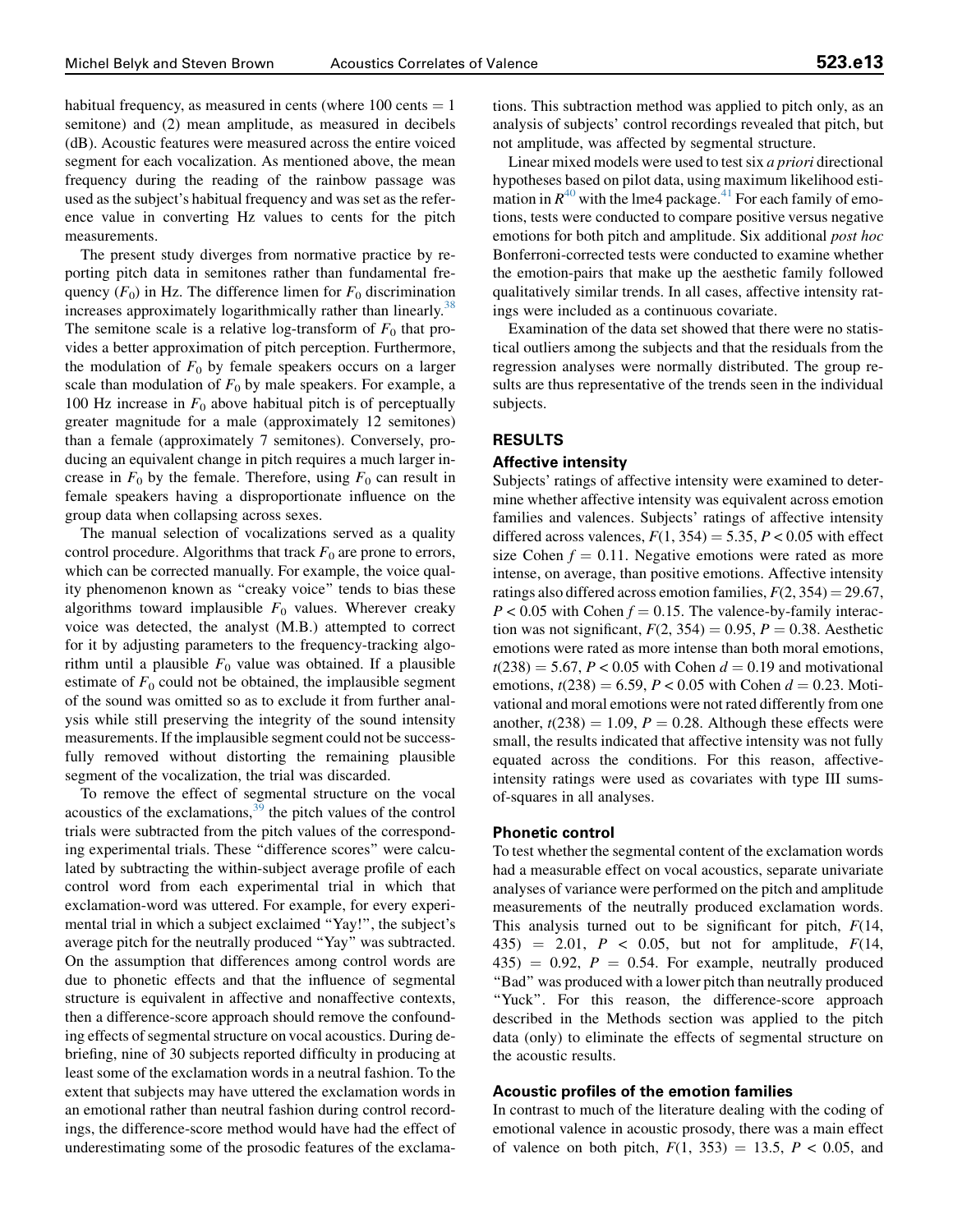habitual frequency, as measured in cents (where 100 cents = 1 semitone) and (2) mean amplitude, as measured in decibels (dB). Acoustic features were measured across the entire voiced segment for each vocalization. As mentioned above, the mean frequency during the reading of the rainbow passage was used as the subject's habitual frequency and was set as the reference value in converting Hz values to cents for the pitch measurements.

The present study diverges from normative practice by reporting pitch data in semitones rather than fundamental frequency ($F_0$) in Hz. The difference limen for $F_0$ discrimination increases approximately logarithmically rather than linearly.[38] The semitone scale is a relative log-transform of $F_0$ that provides a better approximation of pitch perception. Furthermore, the modulation of $F_0$ by female speakers occurs on a larger scale than modulation of $F_0$ by male speakers. For example, a 100 Hz increase in $F_0$ above habitual pitch is of perceptually greater magnitude for a male (approximately 12 semitones) than a female (approximately 7 semitones). Conversely, producing an equivalent change in pitch requires a much larger increase in $F_0$ by the female. Therefore, using $F_0$ can result in female speakers having a disproportionate influence on the group data when collapsing across sexes.

The manual selection of vocalizations served as a quality control procedure. Algorithms that track $F_0$ are prone to errors, which can be corrected manually. For example, the voice quality phenomenon known as "creaky voice" tends to bias these algorithms toward implausible $F_0$ values. Wherever creaky voice was detected, the analyst (M.B.) attempted to correct for it by adjusting parameters to the frequency-tracking algorithm until a plausible $F_0$ value was obtained. If a plausible estimate of $F_0$ could not be obtained, the implausible segment of the sound was omitted so as to exclude it from further analysis while still preserving the integrity of the sound intensity measurements. If the implausible segment could not be successfully removed without distorting the remaining plausible segment of the vocalization, the trial was discarded.

To remove the effect of segmental structure on the vocal acoustics of the exclamations,[39] the pitch values of the control trials were subtracted from the pitch values of the corresponding experimental trials. These "difference scores" were calculated by subtracting the within-subject average profile of each control word from each experimental trial in which that exclamation-word was uttered. For example, for every experimental trial in which a subject exclaimed "Yay!", the subject's average pitch for the neutrally produced "Yay" was subtracted. On the assumption that differences among control words are due to phonetic effects and that the influence of segmental structure is equivalent in affective and nonaffective contexts, then a difference-score approach should remove the confounding effects of segmental structure on vocal acoustics. During debriefing, nine of 30 subjects reported difficulty in producing at least some of the exclamation words in a neutral fashion. To the extent that subjects may have uttered the exclamation words in an emotional rather than neutral fashion during control recordings, the difference-score method would have had the effect of underestimating some of the prosodic features of the exclamations. This subtraction method was applied to pitch only, as an analysis of subjects' control recordings revealed that pitch, but not amplitude, was affected by segmental structure.

Linear mixed models were used to test six *a priori* directional hypotheses based on pilot data, using maximum likelihood estimation in $R$[40] with the lme4 package.[41] For each family of emotions, tests were conducted to compare positive versus negative emotions for both pitch and amplitude. Six additional *post hoc* Bonferroni-corrected tests were conducted to examine whether the emotion-pairs that make up the aesthetic family followed qualitatively similar trends. In all cases, affective intensity ratings were included as a continuous covariate.

Examination of the data set showed that there were no statistical outliers among the subjects and that the residuals from the regression analyses were normally distributed. The group results are thus representative of the trends seen in the individual subjects.

## RESULTS

### Affective intensity

Subjects' ratings of affective intensity were examined to determine whether affective intensity was equivalent across emotion families and valences. Subjects' ratings of affective intensity differed across valences, $F(1, 354) = 5.35$, $P < 0.05$ with effect size Cohen $f = 0.11$. Negative emotions were rated as more intense, on average, than positive emotions. Affective intensity ratings also differed across emotion families, $F(2, 354) = 29.67$, $P < 0.05$ with Cohen $f = 0.15$. The valence-by-family interaction was not significant, $F(2, 354) = 0.95$, $P = 0.38$. Aesthetic emotions were rated as more intense than both moral emotions, $t(238) = 5.67$, $P < 0.05$ with Cohen $d = 0.19$ and motivational emotions, $t(238) = 6.59$, $P < 0.05$ with Cohen $d = 0.23$. Motivational and moral emotions were not rated differently from one another, $t(238) = 1.09$, $P = 0.28$. Although these effects were small, the results indicated that affective intensity was not fully equated across the conditions. For this reason, affective-intensity ratings were used as covariates with type III sums-of-squares in all analyses.

### Phonetic control

To test whether the segmental content of the exclamation words had a measurable effect on vocal acoustics, separate univariate analyses of variance were performed on the pitch and amplitude measurements of the neutrally produced exclamation words. This analysis turned out to be significant for pitch, $F(14, 435) = 2.01$, $P < 0.05$, but not for amplitude, $F(14, 435) = 0.92$, $P = 0.54$. For example, neutrally produced "Bad" was produced with a lower pitch than neutrally produced "Yuck". For this reason, the difference-score approach described in the Methods section was applied to the pitch data (only) to eliminate the effects of segmental structure on the acoustic results.

### Acoustic profiles of the emotion families

In contrast to much of the literature dealing with the coding of emotional valence in acoustic prosody, there was a main effect of valence on both pitch, $F(1, 353) = 13.5$, $P < 0.05$, and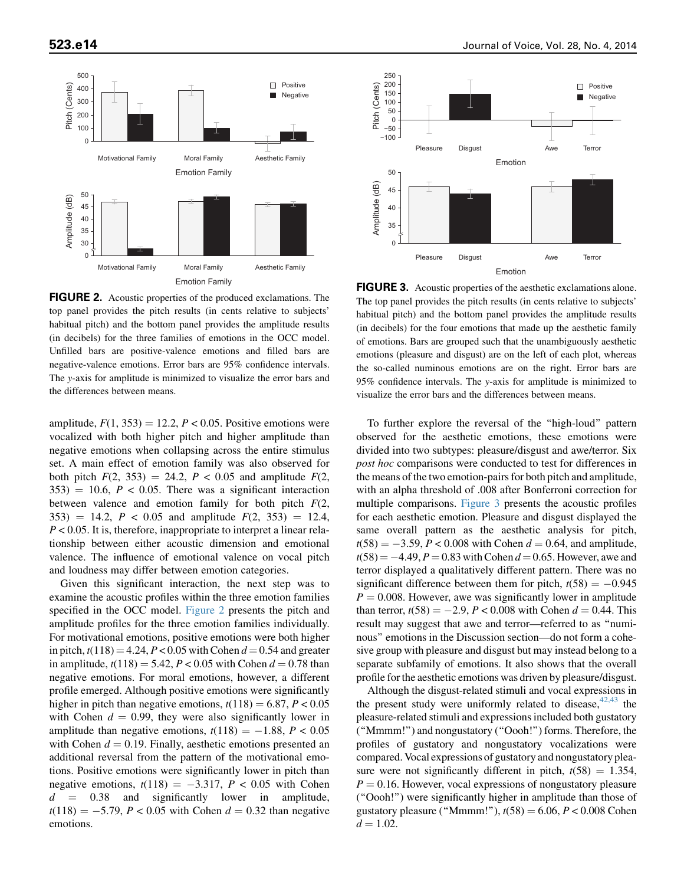**FIGURE 2.** Acoustic properties of the produced exclamations. The top panel provides the pitch results (in cents relative to subjects' habitual pitch) and the bottom panel provides the amplitude results (in decibels) for the three families of emotions in the OCC model. Unfilled bars are positive-valence emotions and filled bars are negative-valence emotions. Error bars are 95% confidence intervals. The *y*-axis for amplitude is minimized to visualize the error bars and the differences between means.

**FIGURE 3.** Acoustic properties of the aesthetic exclamations alone. The top panel provides the pitch results (in cents relative to subjects' habitual pitch) and the bottom panel provides the amplitude results (in decibels) for the four emotions that made up the aesthetic family of emotions. Bars are grouped such that the unambiguously aesthetic emotions (pleasure and disgust) are on the left of each plot, whereas the so-called numinous emotions are on the right. Error bars are 95% confidence intervals. The *y*-axis for amplitude is minimized to visualize the error bars and the differences between means.

amplitude, $F(1, 353) = 12.2$, $P < 0.05$. Positive emotions were vocalized with both higher pitch and higher amplitude than negative emotions when collapsing across the entire stimulus set. A main effect of emotion family was also observed for both pitch $F(2, 353) = 24.2$, $P < 0.05$ and amplitude $F(2, 353) = 10.6$, $P < 0.05$. There was a significant interaction between valence and emotion family for both pitch $F(2, 353) = 14.2$, $P < 0.05$ and amplitude $F(2, 353) = 12.4$, $P < 0.05$. It is, therefore, inappropriate to interpret a linear relationship between either acoustic dimension and emotional valence. The influence of emotional valence on vocal pitch and loudness may differ between emotion categories.

Given this significant interaction, the next step was to examine the acoustic profiles within the three emotion families specified in the OCC model. Figure 2 presents the pitch and amplitude profiles for the three emotion families individually. For motivational emotions, positive emotions were both higher in pitch, $t(118) = 4.24$, $P < 0.05$ with Cohen $d = 0.54$ and greater in amplitude, $t(118) = 5.42$, $P < 0.05$ with Cohen $d = 0.78$ than negative emotions. For moral emotions, however, a different profile emerged. Although positive emotions were significantly higher in pitch than negative emotions, $t(118) = 6.87$, $P < 0.05$ with Cohen $d = 0.99$, they were also significantly lower in amplitude than negative emotions, $t(118) = -1.88$, $P < 0.05$ with Cohen $d = 0.19$. Finally, aesthetic emotions presented an additional reversal from the pattern of the motivational emotions. Positive emotions were significantly lower in pitch than negative emotions, $t(118) = -3.317$, $P < 0.05$ with Cohen $d = 0.38$ and significantly lower in amplitude, $t(118) = -5.79$, $P < 0.05$ with Cohen $d = 0.32$ than negative emotions.

To further explore the reversal of the "high-loud" pattern observed for the aesthetic emotions, these emotions were divided into two subtypes: pleasure/disgust and awe/terror. Six *post hoc* comparisons were conducted to test for differences in the means of the two emotion-pairs for both pitch and amplitude, with an alpha threshold of .008 after Bonferroni correction for multiple comparisons. Figure 3 presents the acoustic profiles for each aesthetic emotion. Pleasure and disgust displayed the same overall pattern as the aesthetic analysis for pitch, $t(58) = -3.59$, $P < 0.008$ with Cohen $d = 0.64$, and amplitude, $t(58) = -4.49$, $P = 0.83$ with Cohen $d = 0.65$. However, awe and terror displayed a qualitatively different pattern. There was no significant difference between them for pitch, $t(58) = -0.945$ $P = 0.008$. However, awe was significantly lower in amplitude than terror, $t(58) = -2.9$, $P < 0.008$ with Cohen $d = 0.44$. This result may suggest that awe and terror—referred to as "numinous" emotions in the Discussion section—do not form a cohesive group with pleasure and disgust but may instead belong to a separate subfamily of emotions. It also shows that the overall profile for the aesthetic emotions was driven by pleasure/disgust.

Although the disgust-related stimuli and vocal expressions in the present study were uniformly related to disease,[42,43] the pleasure-related stimuli and expressions included both gustatory ("Mmmm!") and nongustatory ("Oooh!") forms. Therefore, the profiles of gustatory and nongustatory vocalizations were compared. Vocal expressions of gustatory and nongustatory pleasure were not significantly different in pitch, $t(58) = 1.354$, $P = 0.16$. However, vocal expressions of nongustatory pleasure ("Oooh!") were significantly higher in amplitude than those of gustatory pleasure ("Mmmm!"), $t(58) = 6.06$, $P < 0.008$ Cohen $d = 1.02$.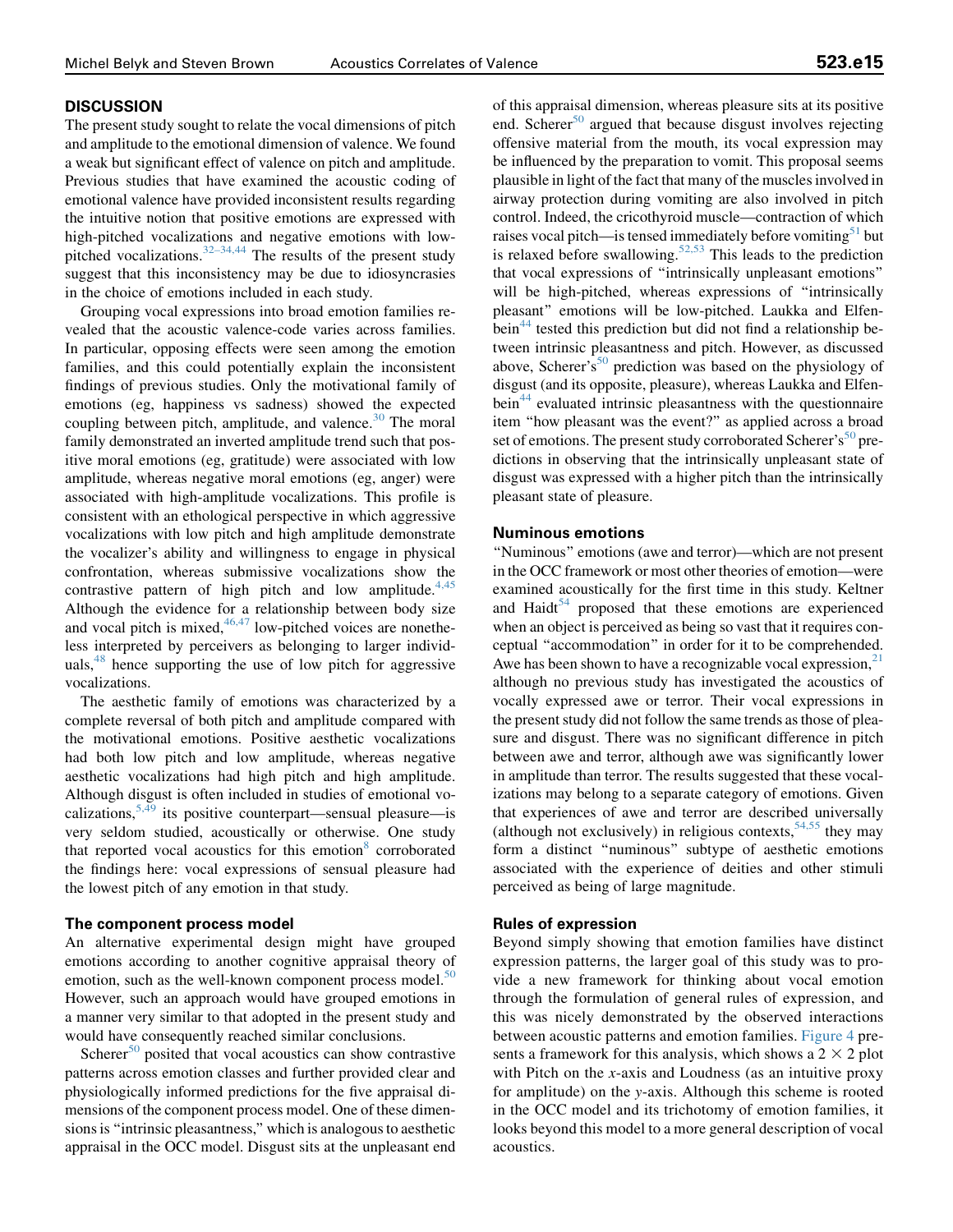## DISCUSSION

The present study sought to relate the vocal dimensions of pitch and amplitude to the emotional dimension of valence. We found a weak but significant effect of valence on pitch and amplitude. Previous studies that have examined the acoustic coding of emotional valence have provided inconsistent results regarding the intuitive notion that positive emotions are expressed with high-pitched vocalizations and negative emotions with low-pitched vocalizations.[32–34,44] The results of the present study suggest that this inconsistency may be due to idiosyncrasies in the choice of emotions included in each study.

Grouping vocal expressions into broad emotion families revealed that the acoustic valence-code varies across families. In particular, opposing effects were seen among the emotion families, and this could potentially explain the inconsistent findings of previous studies. Only the motivational family of emotions (eg, happiness vs sadness) showed the expected coupling between pitch, amplitude, and valence.[30] The moral family demonstrated an inverted amplitude trend such that positive moral emotions (eg, gratitude) were associated with low amplitude, whereas negative moral emotions (eg, anger) were associated with high-amplitude vocalizations. This profile is consistent with an ethological perspective in which aggressive vocalizations with low pitch and high amplitude demonstrate the vocalizer's ability and willingness to engage in physical confrontation, whereas submissive vocalizations show the contrastive pattern of high pitch and low amplitude.[4,45] Although the evidence for a relationship between body size and vocal pitch is mixed,[46,47] low-pitched voices are nonetheless interpreted by perceivers as belonging to larger individuals,[48] hence supporting the use of low pitch for aggressive vocalizations.

The aesthetic family of emotions was characterized by a complete reversal of both pitch and amplitude compared with the motivational emotions. Positive aesthetic vocalizations had both low pitch and low amplitude, whereas negative aesthetic vocalizations had high pitch and high amplitude. Although disgust is often included in studies of emotional vocalizations,[5,49] its positive counterpart—sensual pleasure—is very seldom studied, acoustically or otherwise. One study that reported vocal acoustics for this emotion[8] corroborated the findings here: vocal expressions of sensual pleasure had the lowest pitch of any emotion in that study.

### The component process model

An alternative experimental design might have grouped emotions according to another cognitive appraisal theory of emotion, such as the well-known component process model.[50] However, such an approach would have grouped emotions in a manner very similar to that adopted in the present study and would have consequently reached similar conclusions.

Scherer[50] posited that vocal acoustics can show contrastive patterns across emotion classes and further provided clear and physiologically informed predictions for the five appraisal dimensions of the component process model. One of these dimensions is "intrinsic pleasantness," which is analogous to aesthetic appraisal in the OCC model. Disgust sits at the unpleasant end of this appraisal dimension, whereas pleasure sits at its positive end. Scherer[50] argued that because disgust involves rejecting offensive material from the mouth, its vocal expression may be influenced by the preparation to vomit. This proposal seems plausible in light of the fact that many of the muscles involved in airway protection during vomiting are also involved in pitch control. Indeed, the cricothyroid muscle—contraction of which raises vocal pitch—is tensed immediately before vomiting[51] but is relaxed before swallowing.[52,53] This leads to the prediction that vocal expressions of "intrinsically unpleasant emotions" will be high-pitched, whereas expressions of "intrinsically pleasant" emotions will be low-pitched. Laukka and Elfenbein[44] tested this prediction but did not find a relationship between intrinsic pleasantness and pitch. However, as discussed above, Scherer's[50] prediction was based on the physiology of disgust (and its opposite, pleasure), whereas Laukka and Elfenbein[44] evaluated intrinsic pleasantness with the questionnaire item "how pleasant was the event?" as applied across a broad set of emotions. The present study corroborated Scherer's[50] predictions in observing that the intrinsically unpleasant state of disgust was expressed with a higher pitch than the intrinsically pleasant state of pleasure.

### Numinous emotions

"Numinous" emotions (awe and terror)—which are not present in the OCC framework or most other theories of emotion—were examined acoustically for the first time in this study. Keltner and Haidt[54] proposed that these emotions are experienced when an object is perceived as being so vast that it requires conceptual "accommodation" in order for it to be comprehended. Awe has been shown to have a recognizable vocal expression,[21] although no previous study has investigated the acoustics of vocally expressed awe or terror. Their vocal expressions in the present study did not follow the same trends as those of pleasure and disgust. There was no significant difference in pitch between awe and terror, although awe was significantly lower in amplitude than terror. The results suggested that these vocalizations may belong to a separate category of emotions. Given that experiences of awe and terror are described universally (although not exclusively) in religious contexts,[54,55] they may form a distinct "numinous" subtype of aesthetic emotions associated with the experience of deities and other stimuli perceived as being of large magnitude.

### Rules of expression

Beyond simply showing that emotion families have distinct expression patterns, the larger goal of this study was to provide a new framework for thinking about vocal emotion through the formulation of general rules of expression, and this was nicely demonstrated by the observed interactions between acoustic patterns and emotion families. Figure 4 presents a framework for this analysis, which shows a 2 × 2 plot with Pitch on the *x*-axis and Loudness (as an intuitive proxy for amplitude) on the *y*-axis. Although this scheme is rooted in the OCC model and its trichotomy of emotion families, it looks beyond this model to a more general description of vocal acoustics.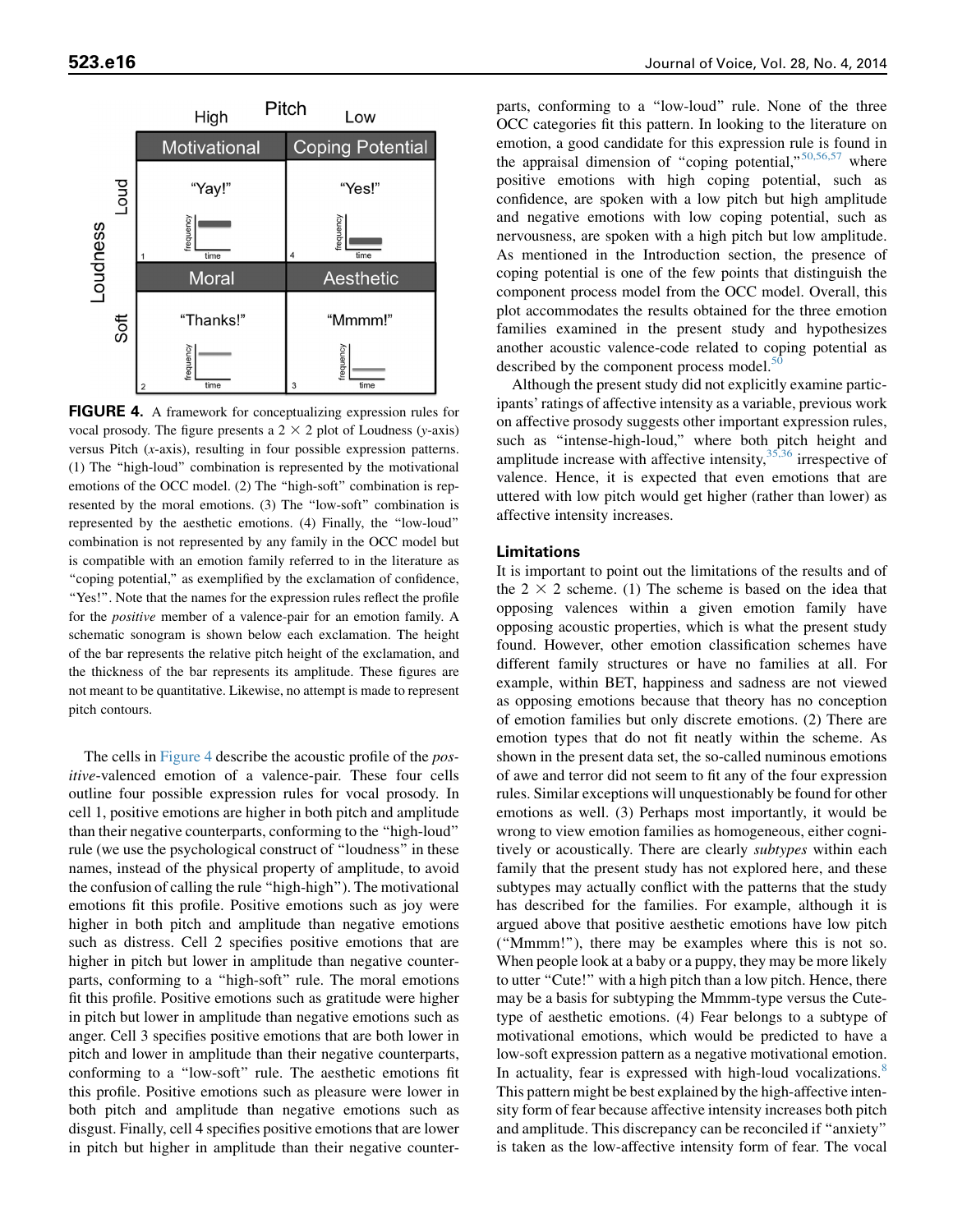**FIGURE 4.** A framework for conceptualizing expression rules for vocal prosody. The figure presents a 2 × 2 plot of Loudness (*y*-axis) versus Pitch (*x*-axis), resulting in four possible expression patterns. (1) The "high-loud" combination is represented by the motivational emotions of the OCC model. (2) The "high-soft" combination is represented by the moral emotions. (3) The "low-soft" combination is represented by the aesthetic emotions. (4) Finally, the "low-loud" combination is not represented by any family in the OCC model but is compatible with an emotion family referred to in the literature as "coping potential," as exemplified by the exclamation of confidence, "Yes!". Note that the names for the expression rules reflect the profile for the *positive* member of a valence-pair for an emotion family. A schematic sonogram is shown below each exclamation. The height of the bar represents the relative pitch height of the exclamation, and the thickness of the bar represents its amplitude. These figures are not meant to be quantitative. Likewise, no attempt is made to represent pitch contours.

The cells in Figure 4 describe the acoustic profile of the *positive*-valenced emotion of a valence-pair. These four cells outline four possible expression rules for vocal prosody. In cell 1, positive emotions are higher in both pitch and amplitude than their negative counterparts, conforming to the "high-loud" rule (we use the psychological construct of "loudness" in these names, instead of the physical property of amplitude, to avoid the confusion of calling the rule "high-high"). The motivational emotions fit this profile. Positive emotions such as joy were higher in both pitch and amplitude than negative emotions such as distress. Cell 2 specifies positive emotions that are higher in pitch but lower in amplitude than negative counterparts, conforming to a "high-soft" rule. The moral emotions fit this profile. Positive emotions such as gratitude were higher in pitch but lower in amplitude than negative emotions such as anger. Cell 3 specifies positive emotions that are both lower in pitch and lower in amplitude than their negative counterparts, conforming to a "low-soft" rule. The aesthetic emotions fit this profile. Positive emotions such as pleasure were lower in both pitch and amplitude than negative emotions such as disgust. Finally, cell 4 specifies positive emotions that are lower in pitch but higher in amplitude than their negative counterparts, conforming to a "low-loud" rule. None of the three OCC categories fit this pattern. In looking to the literature on emotion, a good candidate for this expression rule is found in the appraisal dimension of "coping potential,"[50,56,57] where positive emotions with high coping potential, such as confidence, are spoken with a low pitch but high amplitude and negative emotions with low coping potential, such as nervousness, are spoken with a high pitch but low amplitude. As mentioned in the Introduction section, the presence of coping potential is one of the few points that distinguish the component process model from the OCC model. Overall, this plot accommodates the results obtained for the three emotion families examined in the present study and hypothesizes another acoustic valence-code related to coping potential as described by the component process model.[50]

Although the present study did not explicitly examine participants' ratings of affective intensity as a variable, previous work on affective prosody suggests other important expression rules, such as "intense-high-loud," where both pitch height and amplitude increase with affective intensity,[35,36] irrespective of valence. Hence, it is expected that even emotions that are uttered with low pitch would get higher (rather than lower) as affective intensity increases.

### Limitations

It is important to point out the limitations of the results and of the 2 × 2 scheme. (1) The scheme is based on the idea that opposing valences within a given emotion family have opposing acoustic properties, which is what the present study found. However, other emotion classification schemes have different family structures or have no families at all. For example, within BET, happiness and sadness are not viewed as opposing emotions because that theory has no conception of emotion families but only discrete emotions. (2) There are emotion types that do not fit neatly within the scheme. As shown in the present data set, the so-called numinous emotions of awe and terror did not seem to fit any of the four expression rules. Similar exceptions will unquestionably be found for other emotions as well. (3) Perhaps most importantly, it would be wrong to view emotion families as homogeneous, either cognitively or acoustically. There are clearly *subtypes* within each family that the present study has not explored here, and these subtypes may actually conflict with the patterns that the study has described for the families. For example, although it is argued above that positive aesthetic emotions have low pitch ("Mmmm!"), there may be examples where this is not so. When people look at a baby or a puppy, they may be more likely to utter "Cute!" with a high pitch than a low pitch. Hence, there may be a basis for subtyping the Mmmm-type versus the Cute-type of aesthetic emotions. (4) Fear belongs to a subtype of motivational emotions, which would be predicted to have a low-soft expression pattern as a negative motivational emotion. In actuality, fear is expressed with high-loud vocalizations.[8] This pattern might be best explained by the high-affective intensity form of fear because affective intensity increases both pitch and amplitude. This discrepancy can be reconciled if "anxiety" is taken as the low-affective intensity form of fear. The vocal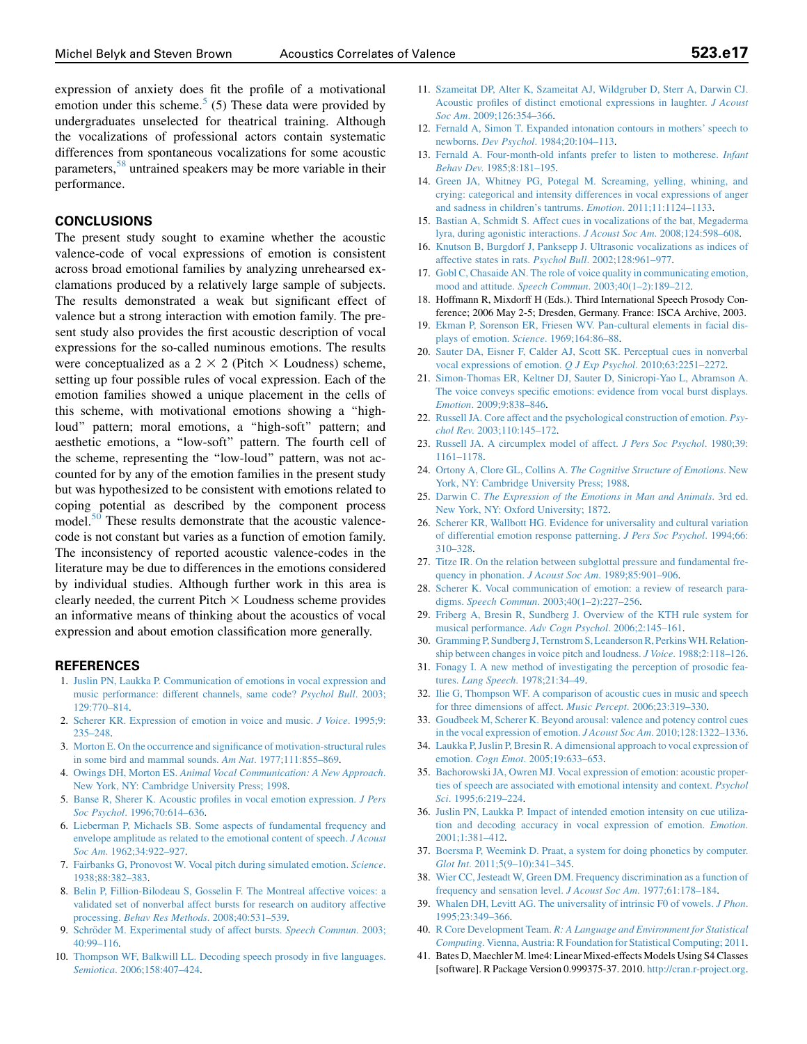expression of anxiety does fit the profile of a motivational emotion under this scheme.[5] (5) These data were provided by undergraduates unselected for theatrical training. Although the vocalizations of professional actors contain systematic differences from spontaneous vocalizations for some acoustic parameters,[58] untrained speakers may be more variable in their performance.

## CONCLUSIONS

The present study sought to examine whether the acoustic valence-code of vocal expressions of emotion is consistent across broad emotional families by analyzing unrehearsed exclamations produced by a relatively large sample of subjects. The results demonstrated a weak but significant effect of valence but a strong interaction with emotion family. The present study also provides the first acoustic description of vocal expressions for the so-called numinous emotions. The results were conceptualized as a 2 × 2 (Pitch × Loudness) scheme, setting up four possible rules of vocal expression. Each of the emotion families showed a unique placement in the cells of this scheme, with motivational emotions showing a "high-loud" pattern; moral emotions, a "high-soft" pattern; and aesthetic emotions, a "low-soft" pattern. The fourth cell of the scheme, representing the "low-loud" pattern, was not accounted for by any of the emotion families in the present study but was hypothesized to be consistent with emotions related to coping potential as described by the component process model.[50] These results demonstrate that the acoustic valence-code is not constant but varies as a function of emotion family. The inconsistency of reported acoustic valence-codes in the literature may be due to differences in the emotions considered by individual studies. Although further work in this area is clearly needed, the current Pitch × Loudness scheme provides an informative means of thinking about the acoustics of vocal expression and about emotion classification more generally.

## REFERENCES

1. Juslin PN, Laukka P. Communication of emotions in vocal expression and music performance: different channels, same code? *Psychol Bull*. 2003;129:770–814.
2. Scherer KR. Expression of emotion in voice and music. *J Voice*. 1995;9:235–248.
3. Morton E. On the occurrence and significance of motivation-structural rules in some bird and mammal sounds. *Am Nat*. 1977;111:855–869.
4. Owings DH, Morton ES. *Animal Vocal Communication: A New Approach*. New York, NY: Cambridge University Press; 1998.
5. Banse R, Sherer K. Acoustic profiles in vocal emotion expression. *J Pers Soc Psychol*. 1996;70:614–636.
6. Lieberman P, Michaels SB. Some aspects of fundamental frequency and envelope amplitude as related to the emotional content of speech. *J Acoust Soc Am*. 1962;34:922–927.
7. Fairbanks G, Pronovost W. Vocal pitch during simulated emotion. *Science*. 1938;88:382–383.
8. Belin P, Fillion-Bilodeau S, Gosselin F. The Montreal affective voices: a validated set of nonverbal affect bursts for research on auditory affective processing. *Behav Res Methods*. 2008;40:531–539.
9. Schröder M. Experimental study of affect bursts. *Speech Commun*. 2003;40:99–116.
10. Thompson WF, Balkwill LL. Decoding speech prosody in five languages. *Semiotica*. 2006;158:407–424.
11. Szameitat DP, Alter K, Szameitat AJ, Wildgruber D, Sterr A, Darwin CJ. Acoustic profiles of distinct emotional expressions in laughter. *J Acoust Soc Am*. 2009;126:354–366.
12. Fernald A, Simon T. Expanded intonation contours in mothers' speech to newborns. *Dev Psychol*. 1984;20:104–113.
13. Fernald A. Four-month-old infants prefer to listen to motherese. *Infant Behav Dev*. 1985;8:181–195.
14. Green JA, Whitney PG, Potegal M. Screaming, yelling, whining, and crying: categorical and intensity differences in vocal expressions of anger and sadness in children's tantrums. *Emotion*. 2011;11:1124–1133.
15. Bastian A, Schmidt S. Affect cues in vocalizations of the bat, Megaderma lyra, during agonistic interactions. *J Acoust Soc Am*. 2008;124:598–608.
16. Knutson B, Burgdorf J, Panksepp J. Ultrasonic vocalizations as indices of affective states in rats. *Psychol Bull*. 2002;128:961–977.
17. Gobl C, Chasaide AN. The role of voice quality in communicating emotion, mood and attitude. *Speech Commun*. 2003;40(1–2):189–212.
18. Hoffmann R, Mixdorff H (Eds.). Third International Speech Prosody Conference; 2006 May 2-5; Dresden, Germany. France: ISCA Archive, 2003.
19. Ekman P, Sorenson ER, Friesen WV. Pan-cultural elements in facial displays of emotion. *Science*. 1969;164:86–88.
20. Sauter DA, Eisner F, Calder AJ, Scott SK. Perceptual cues in nonverbal vocal expressions of emotion. *Q J Exp Psychol*. 2010;63:2251–2272.
21. Simon-Thomas ER, Keltner DJ, Sauter D, Sinicropi-Yao L, Abramson A. The voice conveys specific emotions: evidence from vocal burst displays. *Emotion*. 2009;9:838–846.
22. Russell JA. Core affect and the psychological construction of emotion. *Psychol Rev*. 2003;110:145–172.
23. Russell JA. A circumplex model of affect. *J Pers Soc Psychol*. 1980;39:1161–1178.
24. Ortony A, Clore GL, Collins A. *The Cognitive Structure of Emotions*. New York, NY: Cambridge University Press; 1988.
25. Darwin C. *The Expression of the Emotions in Man and Animals*. 3rd ed. New York, NY: Oxford University; 1872.
26. Scherer KR, Wallbott HG. Evidence for universality and cultural variation of differential emotion response patterning. *J Pers Soc Psychol*. 1994;66:310–328.
27. Titze IR. On the relation between subglottal pressure and fundamental frequency in phonation. *J Acoust Soc Am*. 1989;85:901–906.
28. Scherer K. Vocal communication of emotion: a review of research paradigms. *Speech Commun*. 2003;40(1–2):227–256.
29. Friberg A, Bresin R, Sundberg J. Overview of the KTH rule system for musical performance. *Adv Cogn Psychol*. 2006;2:145–161.
30. Gramming P, Sundberg J, Ternstrom S, Leanderson R, Perkins WH. Relationship between changes in voice pitch and loudness. *J Voice*. 1988;2:118–126.
31. Fonagy I. A new method of investigating the perception of prosodic features. *Lang Speech*. 1978;21:34–49.
32. Ilie G, Thompson WF. A comparison of acoustic cues in music and speech for three dimensions of affect. *Music Percept*. 2006;23:319–330.
33. Goudbeek M, Scherer K. Beyond arousal: valence and potency control cues in the vocal expression of emotion. *J Acoust Soc Am*. 2010;128:1322–1336.
34. Laukka P, Juslin P, Bresin R. A dimensional approach to vocal expression of emotion. *Cogn Emot*. 2005;19:633–653.
35. Bachorowski JA, Owren MJ. Vocal expression of emotion: acoustic properties of speech are associated with emotional intensity and context. *Psychol Sci*. 1995;6:219–224.
36. Juslin PN, Laukka P. Impact of intended emotion intensity on cue utilization and decoding accuracy in vocal expression of emotion. *Emotion*. 2001;1:381–412.
37. Boersma P, Weenink D. Praat, a system for doing phonetics by computer. *Glot Int*. 2011;5(9–10):341–345.
38. Wier CC, Jesteadt W, Green DM. Frequency discrimination as a function of frequency and sensation level. *J Acoust Soc Am*. 1977;61:178–184.
39. Whalen DH, Levitt AG. The universality of intrinsic F0 of vowels. *J Phon*. 1995;23:349–366.
40. R Core Development Team. *R: A Language and Environment for Statistical Computing*. Vienna, Austria: R Foundation for Statistical Computing; 2011.
41. Bates D, Maechler M. lme4: Linear Mixed-effects Models Using S4 Classes [software]. R Package Version 0.999375-37. 2010. http://cran.r-project.org.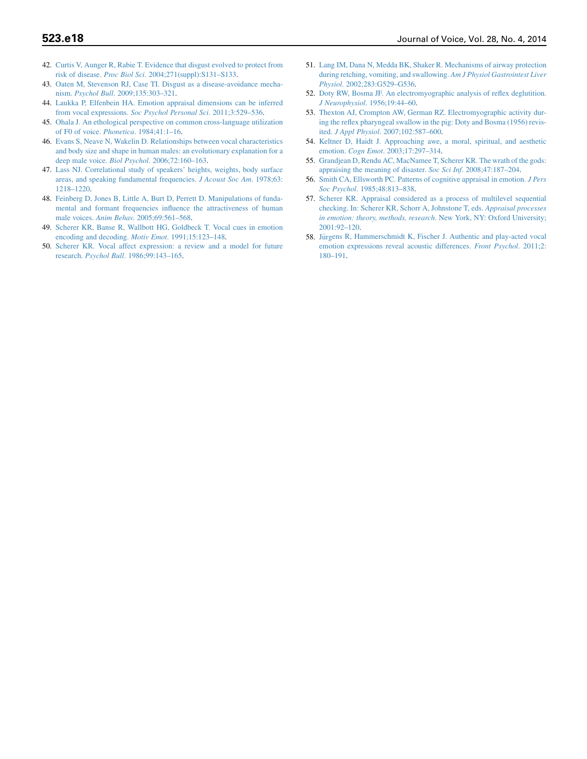42. Curtis V, Aunger R, Rabie T. Evidence that disgust evolved to protect from risk of disease. *Proc Biol Sci*. 2004;271(suppl):S131–S133.
43. Oaten M, Stevenson RJ, Case TI. Disgust as a disease-avoidance mechanism. *Psychol Bull*. 2009;135:303–321.
44. Laukka P, Elfenbein HA. Emotion appraisal dimensions can be inferred from vocal expressions. *Soc Psychol Personal Sci*. 2011;3:529–536.
45. Ohala J. An ethological perspective on common cross-language utilization of F0 of voice. *Phonetica*. 1984;41:1–16.
46. Evans S, Neave N, Wakelin D. Relationships between vocal characteristics and body size and shape in human males: an evolutionary explanation for a deep male voice. *Biol Psychol*. 2006;72:160–163.
47. Lass NJ. Correlational study of speakers' heights, weights, body surface areas, and speaking fundamental frequencies. *J Acoust Soc Am*. 1978;63:1218–1220.
48. Feinberg D, Jones B, Little A, Burt D, Perrett D. Manipulations of fundamental and formant frequencies influence the attractiveness of human male voices. *Anim Behav*. 2005;69:561–568.
49. Scherer KR, Banse R, Wallbott HG, Goldbeck T. Vocal cues in emotion encoding and decoding. *Motiv Emot*. 1991;15:123–148.
50. Scherer KR. Vocal affect expression: a review and a model for future research. *Psychol Bull*. 1986;99:143–165.
51. Lang IM, Dana N, Medda BK, Shaker R. Mechanisms of airway protection during retching, vomiting, and swallowing. *Am J Physiol Gastrointest Liver Physiol*. 2002;283:G529–G536.
52. Doty RW, Bosma JF. An electromyographic analysis of reflex deglutition. *J Neurophysiol*. 1956;19:44–60.
53. Thexton AJ, Crompton AW, German RZ. Electromyographic activity during the reflex pharyngeal swallow in the pig: Doty and Bosma (1956) revisited. *J Appl Physiol*. 2007;102:587–600.
54. Keltner D, Haidt J. Approaching awe, a moral, spiritual, and aesthetic emotion. *Cogn Emot*. 2003;17:297–314.
55. Grandjean D, Rendu AC, MacNamee T, Scherer KR. The wrath of the gods: appraising the meaning of disaster. *Soc Sci Inf*. 2008;47:187–204.
56. Smith CA, Ellsworth PC. Patterns of cognitive appraisal in emotion. *J Pers Soc Psychol*. 1985;48:813–838.
57. Scherer KR. Appraisal considered as a process of multilevel sequential checking. In: Scherer KR, Schorr A, Johnstone T, eds. *Appraisal processes in emotion: theory, methods, research*. New York, NY: Oxford University; 2001:92–120.
58. Jürgens R, Hammerschmidt K, Fischer J. Authentic and play-acted vocal emotion expressions reveal acoustic differences. *Front Psychol*. 2011;2:180–191.